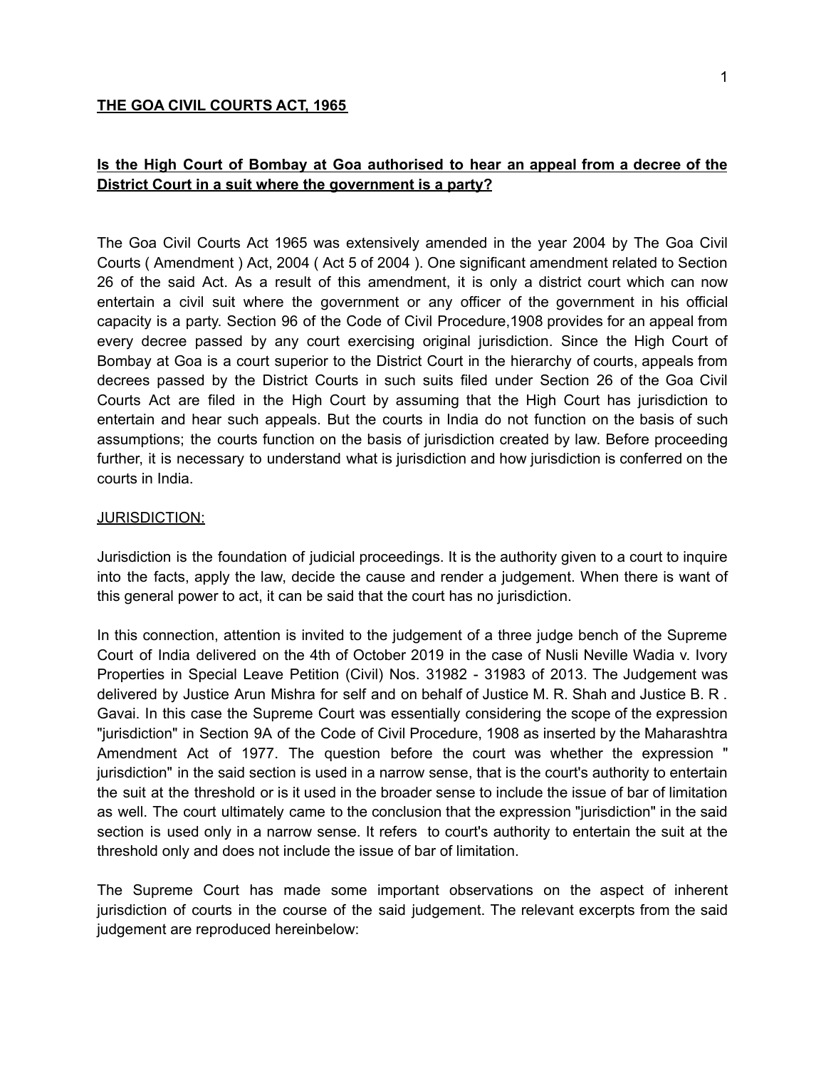# **THE GOA CIVIL COURTS ACT, 1965**

## **Is the High Court of Bombay at Goa authorised to hear an appeal from a decree of the District Court in a suit where the government is a party?**

The Goa Civil Courts Act 1965 was extensively amended in the year 2004 by The Goa Civil Courts ( Amendment ) Act, 2004 ( Act 5 of 2004 ). One significant amendment related to Section 26 of the said Act. As a result of this amendment, it is only a district court which can now entertain a civil suit where the government or any officer of the government in his official capacity is a party. Section 96 of the Code of Civil Procedure,1908 provides for an appeal from every decree passed by any court exercising original jurisdiction. Since the High Court of Bombay at Goa is a court superior to the District Court in the hierarchy of courts, appeals from decrees passed by the District Courts in such suits filed under Section 26 of the Goa Civil Courts Act are filed in the High Court by assuming that the High Court has jurisdiction to entertain and hear such appeals. But the courts in India do not function on the basis of such assumptions; the courts function on the basis of jurisdiction created by law. Before proceeding further, it is necessary to understand what is jurisdiction and how jurisdiction is conferred on the courts in India.

### JURISDICTION:

Jurisdiction is the foundation of judicial proceedings. It is the authority given to a court to inquire into the facts, apply the law, decide the cause and render a judgement. When there is want of this general power to act, it can be said that the court has no jurisdiction.

In this connection, attention is invited to the judgement of a three judge bench of the Supreme Court of India delivered on the 4th of October 2019 in the case of Nusli Neville Wadia v. Ivory Properties in Special Leave Petition (Civil) Nos. 31982 - 31983 of 2013. The Judgement was delivered by Justice Arun Mishra for self and on behalf of Justice M. R. Shah and Justice B. R . Gavai. In this case the Supreme Court was essentially considering the scope of the expression "jurisdiction" in Section 9A of the Code of Civil Procedure, 1908 as inserted by the Maharashtra Amendment Act of 1977. The question before the court was whether the expression " jurisdiction" in the said section is used in a narrow sense, that is the court's authority to entertain the suit at the threshold or is it used in the broader sense to include the issue of bar of limitation as well. The court ultimately came to the conclusion that the expression "jurisdiction" in the said section is used only in a narrow sense. It refers to court's authority to entertain the suit at the threshold only and does not include the issue of bar of limitation.

The Supreme Court has made some important observations on the aspect of inherent jurisdiction of courts in the course of the said judgement. The relevant excerpts from the said judgement are reproduced hereinbelow: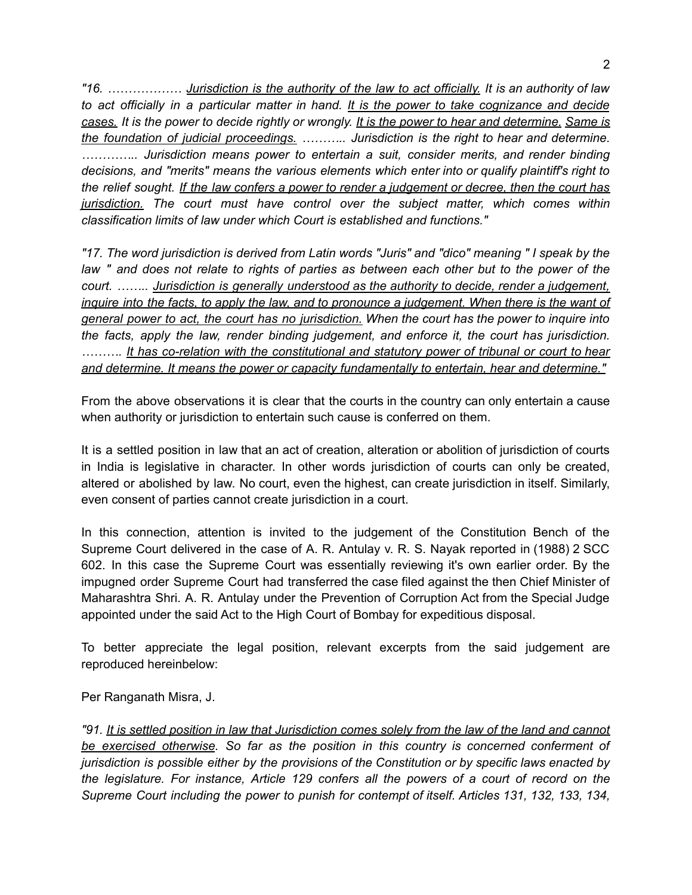*"16. ……………… <u>Jurisdiction is the authority of the law to act officially.</u> It is an authority of law to act officially in a particular matter in hand. <u>It is the power to take cognizance and decide cases.</u> It is the power to decide rightly or wrongly. <u>It is the power to hear and determine.</u> <u>Same is the foundation of judicial proceedings.</u> ……….. Jurisdiction is the right to hear and determine. ………….. Jurisdiction means power to entertain a suit, consider merits, and render binding decisions, and "merits" means the various elements which enter into or qualify plaintiff's right to the relief sought. <u>If the law confers a power to render a judgement or decree, then the court has jurisdiction.</u> The court must have control over the subject matter, which comes within classification limits of law under which Court is established and functions."*

*"17. The word jurisdiction is derived from Latin words "Juris" and "dico" meaning " I speak by the law " and does not relate to rights of parties as between each other but to the power of the court. …….. <u>Jurisdiction is generally understood as the authority to decide, render a judgement, inquire into the facts, to apply the law, and to pronounce a judgement. When there is the want of general power to act, the court has no jurisdiction.</u> When the court has the power to inquire into the facts, apply the law, render binding judgement, and enforce it, the court has jurisdiction. ………. <u>It has co-relation with the constitutional and statutory power of tribunal or court to hear and determine. It means the power or capacity fundamentally to entertain, hear and determine."</u>*

From the above observations it is clear that the courts in the country can only entertain a cause when authority or jurisdiction to entertain such cause is conferred on them.

It is a settled position in law that an act of creation, alteration or abolition of jurisdiction of courts in India is legislative in character. In other words jurisdiction of courts can only be created, altered or abolished by law. No court, even the highest, can create jurisdiction in itself. Similarly, even consent of parties cannot create jurisdiction in a court.

In this connection, attention is invited to the judgement of the Constitution Bench of the Supreme Court delivered in the case of A. R. Antulay v. R. S. Nayak reported in (1988) 2 SCC 602. In this case the Supreme Court was essentially reviewing it's own earlier order. By the impugned order Supreme Court had transferred the case filed against the then Chief Minister of Maharashtra Shri. A. R. Antulay under the Prevention of Corruption Act from the Special Judge appointed under the said Act to the High Court of Bombay for expeditious disposal.

To better appreciate the legal position, relevant excerpts from the said judgement are reproduced hereinbelow:

Per Ranganath Misra, J.

*"91. <u>It is settled position in law that Jurisdiction comes solely from the law of the land and cannot be exercised otherwise</u>. So far as the position in this country is concerned conferment of jurisdiction is possible either by the provisions of the Constitution or by specific laws enacted by the legislature. For instance, Article 129 confers all the powers of a court of record on the Supreme Court including the power to punish for contempt of itself. Articles 131, 132, 133, 134,*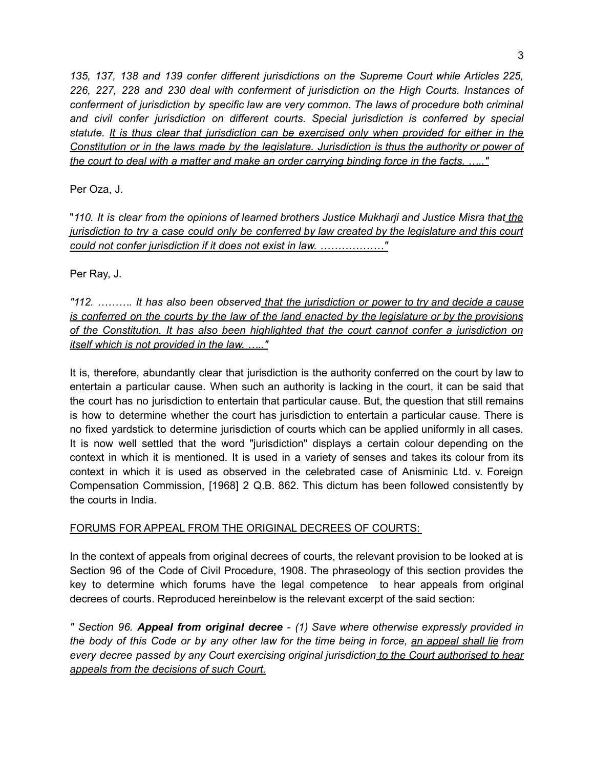*135, 137, 138 and 139 confer different jurisdictions on the Supreme Court while Articles 225, 226, 227, 228 and 230 deal with conferment of jurisdiction on the High Courts. Instances of conferment of jurisdiction by specific law are very common. The laws of procedure both criminal and civil confer jurisdiction on different courts. Special jurisdiction is conferred by special statute. <u>It is thus clear that jurisdiction can be exercised only when provided for either in the Constitution or in the laws made by the legislature. Jurisdiction is thus the authority or power of the court to deal with a matter and make an order carrying binding force in the facts. ….."</u>*

Per Oza, J.

"*110. It is clear from the opinions of learned brothers Justice Mukharji and Justice Misra that <u>the jurisdiction to try a case could only be conferred by law created by the legislature and this court could not confer jurisdiction if it does not exist in law. ………………"</u>*

Per Ray, J.

*"112. ………. It has also been observed <u>that the jurisdiction or power to try and decide a cause is conferred on the courts by the law of the land enacted by the legislature or by the provisions of the Constitution. It has also been highlighted that the court cannot confer a jurisdiction on itself which is not provided in the law. ….."</u>*

It is, therefore, abundantly clear that jurisdiction is the authority conferred on the court by law to entertain a particular cause. When such an authority is lacking in the court, it can be said that the court has no jurisdiction to entertain that particular cause. But, the question that still remains is how to determine whether the court has jurisdiction to entertain a particular cause. There is no fixed yardstick to determine jurisdiction of courts which can be applied uniformly in all cases. It is now well settled that the word "jurisdiction" displays a certain colour depending on the context in which it is mentioned. It is used in a variety of senses and takes its colour from its context in which it is used as observed in the celebrated case of Anisminic Ltd. v. Foreign Compensation Commission, [1968] 2 Q.B. 862. This dictum has been followed consistently by the courts in India.

<u>FORUMS FOR APPEAL FROM THE ORIGINAL DECREES OF COURTS:</u>

In the context of appeals from original decrees of courts, the relevant provision to be looked at is Section 96 of the Code of Civil Procedure, 1908. The phraseology of this section provides the key to determine which forums have the legal competence to hear appeals from original decrees of courts. Reproduced hereinbelow is the relevant excerpt of the said section:

*" Section 96. **Appeal from original decree** - (1) Save where otherwise expressly provided in the body of this Code or by any other law for the time being in force, <u>an appeal shall lie</u> from every decree passed by any Court exercising original jurisdiction <u>to the Court authorised to hear appeals from the decisions of such Court.</u>*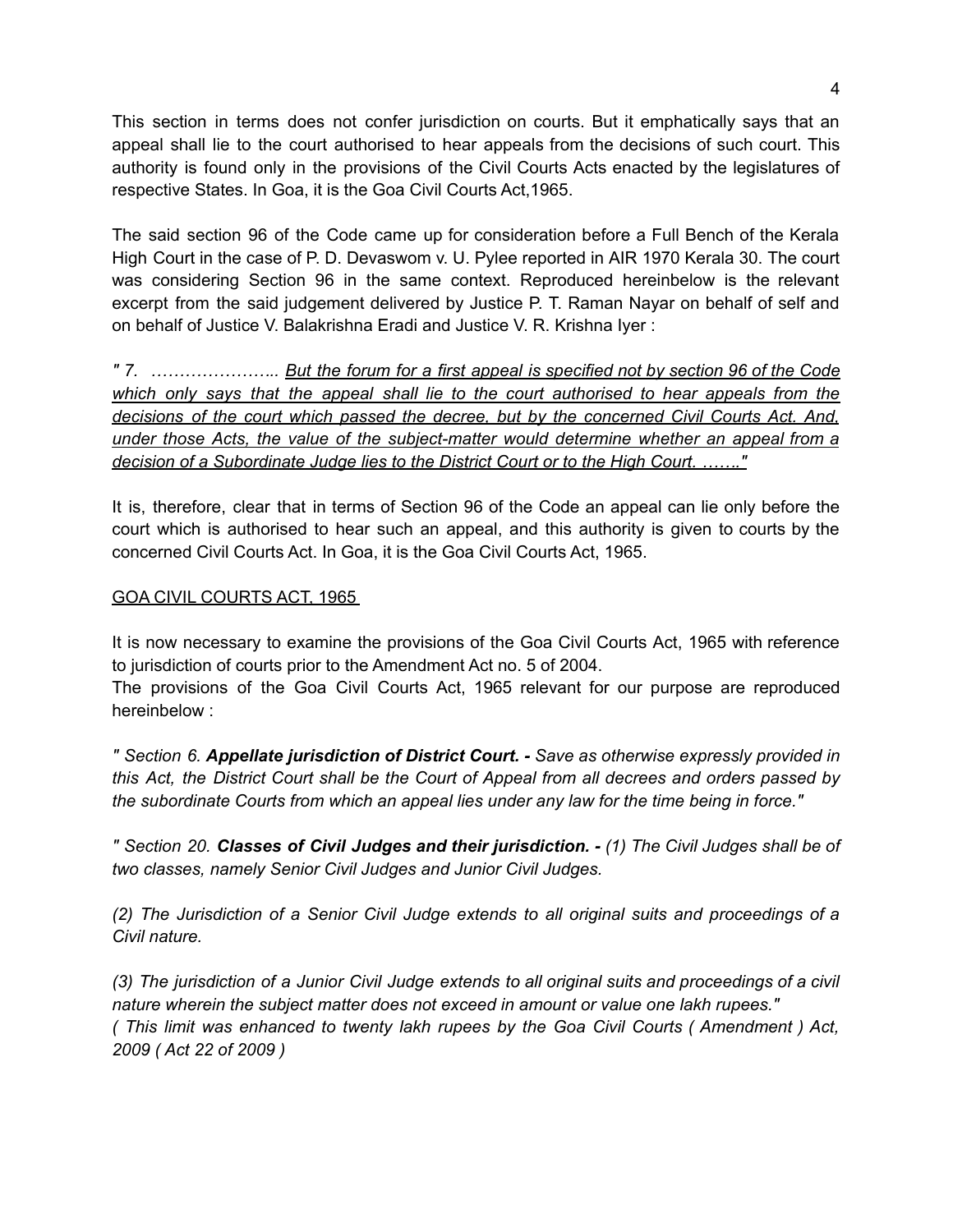This section in terms does not confer jurisdiction on courts. But it emphatically says that an appeal shall lie to the court authorised to hear appeals from the decisions of such court. This authority is found only in the provisions of the Civil Courts Acts enacted by the legislatures of respective States. In Goa, it is the Goa Civil Courts Act,1965.

The said section 96 of the Code came up for consideration before a Full Bench of the Kerala High Court in the case of P. D. Devaswom v. U. Pylee reported in AIR 1970 Kerala 30. The court was considering Section 96 in the same context. Reproduced hereinbelow is the relevant excerpt from the said judgement delivered by Justice P. T. Raman Nayar on behalf of self and on behalf of Justice V. Balakrishna Eradi and Justice V. R. Krishna Iyer :

*" 7. ………………….. <u>But the forum for a first appeal is specified not by section 96 of the Code which only says that the appeal shall lie to the court authorised to hear appeals from the decisions of the court which passed the decree, but by the concerned Civil Courts Act. And, under those Acts, the value of the subject-matter would determine whether an appeal from a decision of a Subordinate Judge lies to the District Court or to the High Court. ……."</u>*

It is, therefore, clear that in terms of Section 96 of the Code an appeal can lie only before the court which is authorised to hear such an appeal, and this authority is given to courts by the concerned Civil Courts Act. In Goa, it is the Goa Civil Courts Act, 1965.

<u>GOA CIVIL COURTS ACT, 1965</u>

It is now necessary to examine the provisions of the Goa Civil Courts Act, 1965 with reference to jurisdiction of courts prior to the Amendment Act no. 5 of 2004.
The provisions of the Goa Civil Courts Act, 1965 relevant for our purpose are reproduced hereinbelow :

*" Section 6. **Appellate jurisdiction of District Court. -** Save as otherwise expressly provided in this Act, the District Court shall be the Court of Appeal from all decrees and orders passed by the subordinate Courts from which an appeal lies under any law for the time being in force."*

*" Section 20. **Classes of Civil Judges and their jurisdiction. -** (1) The Civil Judges shall be of two classes, namely Senior Civil Judges and Junior Civil Judges.*

*(2) The Jurisdiction of a Senior Civil Judge extends to all original suits and proceedings of a Civil nature.*

*(3) The jurisdiction of a Junior Civil Judge extends to all original suits and proceedings of a civil nature wherein the subject matter does not exceed in amount or value one lakh rupees."*
*( This limit was enhanced to twenty lakh rupees by the Goa Civil Courts ( Amendment ) Act, 2009 ( Act 22 of 2009 )*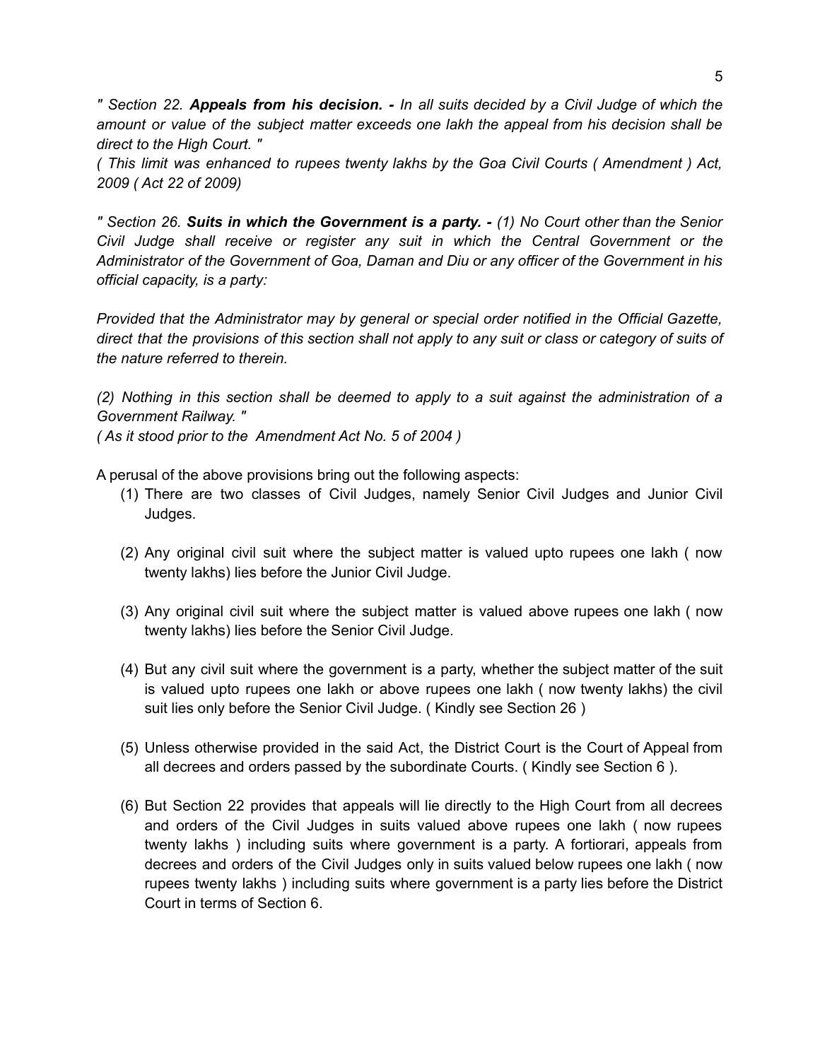*" Section 22.* ***Appeals from his decision. -*** *In all suits decided by a Civil Judge of which the amount or value of the subject matter exceeds one lakh the appeal from his decision shall be direct to the High Court. "*

*( This limit was enhanced to rupees twenty lakhs by the Goa Civil Courts ( Amendment ) Act, 2009 ( Act 22 of 2009)*

*" Section 26.* ***Suits in which the Government is a party. -*** *(1) No Court other than the Senior Civil Judge shall receive or register any suit in which the Central Government or the Administrator of the Government of Goa, Daman and Diu or any officer of the Government in his official capacity, is a party:*

*Provided that the Administrator may by general or special order notified in the Official Gazette, direct that the provisions of this section shall not apply to any suit or class or category of suits of the nature referred to therein.*

*(2) Nothing in this section shall be deemed to apply to a suit against the administration of a Government Railway. "*

*( As it stood prior to the Amendment Act No. 5 of 2004 )*

A perusal of the above provisions bring out the following aspects:

1. There are two classes of Civil Judges, namely Senior Civil Judges and Junior Civil Judges.

2. Any original civil suit where the subject matter is valued upto rupees one lakh ( now twenty lakhs) lies before the Junior Civil Judge.

3. Any original civil suit where the subject matter is valued above rupees one lakh ( now twenty lakhs) lies before the Senior Civil Judge.

4. But any civil suit where the government is a party, whether the subject matter of the suit is valued upto rupees one lakh or above rupees one lakh ( now twenty lakhs) the civil suit lies only before the Senior Civil Judge. ( Kindly see Section 26 )

5. Unless otherwise provided in the said Act, the District Court is the Court of Appeal from all decrees and orders passed by the subordinate Courts. ( Kindly see Section 6 ).

6. But Section 22 provides that appeals will lie directly to the High Court from all decrees and orders of the Civil Judges in suits valued above rupees one lakh ( now rupees twenty lakhs ) including suits where government is a party. A fortiorari, appeals from decrees and orders of the Civil Judges only in suits valued below rupees one lakh ( now rupees twenty lakhs ) including suits where government is a party lies before the District Court in terms of Section 6.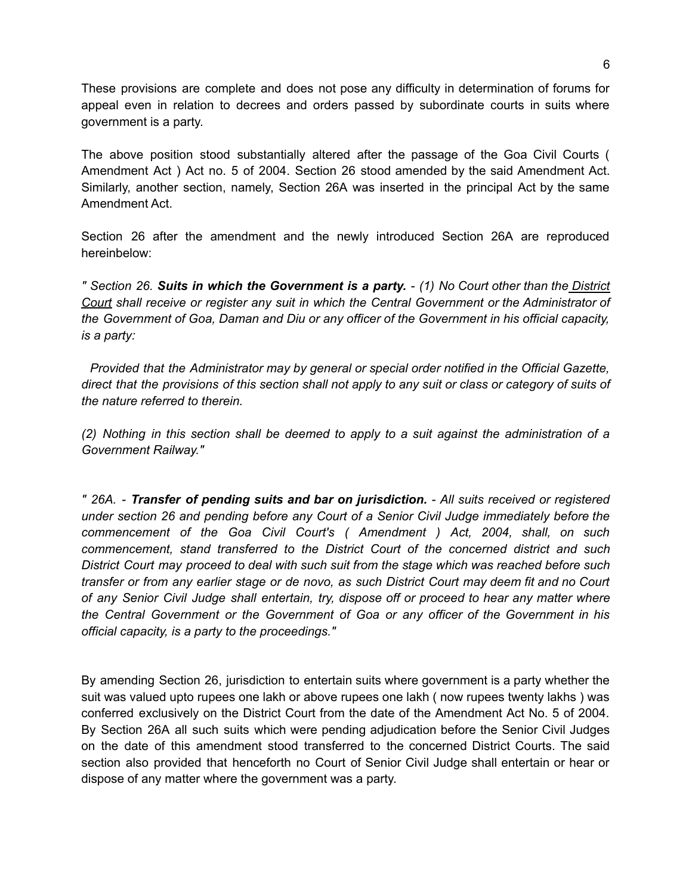These provisions are complete and does not pose any difficulty in determination of forums for appeal even in relation to decrees and orders passed by subordinate courts in suits where government is a party.

The above position stood substantially altered after the passage of the Goa Civil Courts ( Amendment Act ) Act no. 5 of 2004. Section 26 stood amended by the said Amendment Act. Similarly, another section, namely, Section 26A was inserted in the principal Act by the same Amendment Act.

Section 26 after the amendment and the newly introduced Section 26A are reproduced hereinbelow:

*" Section 26.* ***Suits in which the Government is a party.*** *- (1) No Court other than the* *District Court* *shall receive or register any suit in which the Central Government or the Administrator of the Government of Goa, Daman and Diu or any officer of the Government in his official capacity, is a party:*

*Provided that the Administrator may by general or special order notified in the Official Gazette, direct that the provisions of this section shall not apply to any suit or class or category of suits of the nature referred to therein.*

*(2) Nothing in this section shall be deemed to apply to a suit against the administration of a Government Railway."*

*" 26A. -* ***Transfer of pending suits and bar on jurisdiction.*** *- All suits received or registered under section 26 and pending before any Court of a Senior Civil Judge immediately before the commencement of the Goa Civil Court's ( Amendment ) Act, 2004, shall, on such commencement, stand transferred to the District Court of the concerned district and such District Court may proceed to deal with such suit from the stage which was reached before such transfer or from any earlier stage or de novo, as such District Court may deem fit and no Court of any Senior Civil Judge shall entertain, try, dispose off or proceed to hear any matter where the Central Government or the Government of Goa or any officer of the Government in his official capacity, is a party to the proceedings."*

By amending Section 26, jurisdiction to entertain suits where government is a party whether the suit was valued upto rupees one lakh or above rupees one lakh ( now rupees twenty lakhs ) was conferred exclusively on the District Court from the date of the Amendment Act No. 5 of 2004. By Section 26A all such suits which were pending adjudication before the Senior Civil Judges on the date of this amendment stood transferred to the concerned District Courts. The said section also provided that henceforth no Court of Senior Civil Judge shall entertain or hear or dispose of any matter where the government was a party.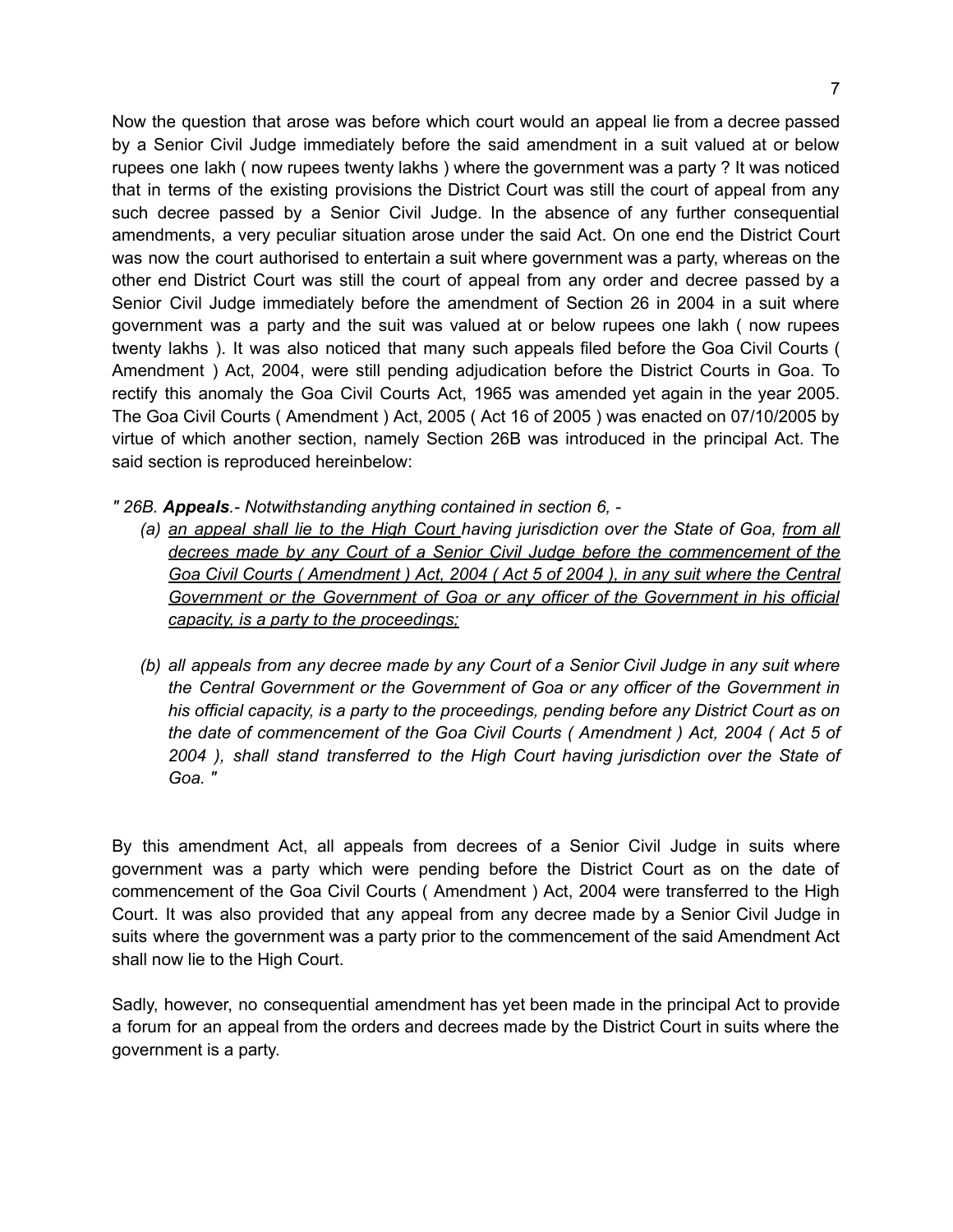Now the question that arose was before which court would an appeal lie from a decree passed by a Senior Civil Judge immediately before the said amendment in a suit valued at or below rupees one lakh ( now rupees twenty lakhs ) where the government was a party ? It was noticed that in terms of the existing provisions the District Court was still the court of appeal from any such decree passed by a Senior Civil Judge. In the absence of any further consequential amendments, a very peculiar situation arose under the said Act. On one end the District Court was now the court authorised to entertain a suit where government was a party, whereas on the other end District Court was still the court of appeal from any order and decree passed by a Senior Civil Judge immediately before the amendment of Section 26 in 2004 in a suit where government was a party and the suit was valued at or below rupees one lakh ( now rupees twenty lakhs ). It was also noticed that many such appeals filed before the Goa Civil Courts ( Amendment ) Act, 2004, were still pending adjudication before the District Courts in Goa. To rectify this anomaly the Goa Civil Courts Act, 1965 was amended yet again in the year 2005. The Goa Civil Courts ( Amendment ) Act, 2005 ( Act 16 of 2005 ) was enacted on 07/10/2005 by virtue of which another section, namely Section 26B was introduced in the principal Act. The said section is reproduced hereinbelow:

*" 26B. **Appeals**.- Notwithstanding anything contained in section 6, -*

*(a) <u>an appeal shall lie to the High Court</u> having jurisdiction over the State of Goa, <u>from all decrees made by any Court of a Senior Civil Judge before the commencement of the Goa Civil Courts ( Amendment ) Act, 2004 ( Act 5 of 2004 ), in any suit where the Central Government or the Government of Goa or any officer of the Government in his official capacity, is a party to the proceedings;</u>*

*(b) all appeals from any decree made by any Court of a Senior Civil Judge in any suit where the Central Government or the Government of Goa or any officer of the Government in his official capacity, is a party to the proceedings, pending before any District Court as on the date of commencement of the Goa Civil Courts ( Amendment ) Act, 2004 ( Act 5 of 2004 ), shall stand transferred to the High Court having jurisdiction over the State of Goa. "*

By this amendment Act, all appeals from decrees of a Senior Civil Judge in suits where government was a party which were pending before the District Court as on the date of commencement of the Goa Civil Courts ( Amendment ) Act, 2004 were transferred to the High Court. It was also provided that any appeal from any decree made by a Senior Civil Judge in suits where the government was a party prior to the commencement of the said Amendment Act shall now lie to the High Court.

Sadly, however, no consequential amendment has yet been made in the principal Act to provide a forum for an appeal from the orders and decrees made by the District Court in suits where the government is a party.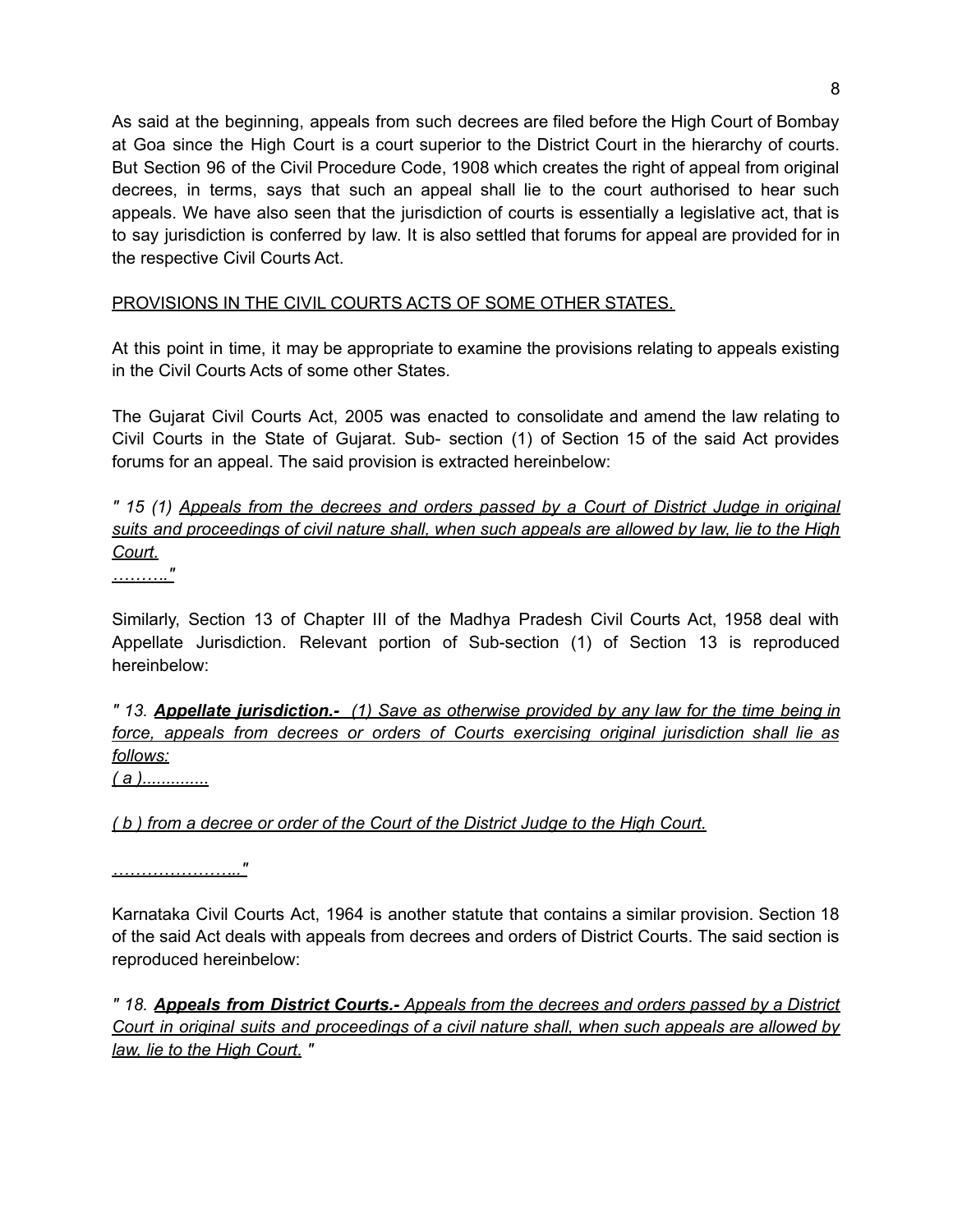As said at the beginning, appeals from such decrees are filed before the High Court of Bombay at Goa since the High Court is a court superior to the District Court in the hierarchy of courts. But Section 96 of the Civil Procedure Code, 1908 which creates the right of appeal from original decrees, in terms, says that such an appeal shall lie to the court authorised to hear such appeals. We have also seen that the jurisdiction of courts is essentially a legislative act, that is to say jurisdiction is conferred by law. It is also settled that forums for appeal are provided for in the respective Civil Courts Act.

<u>PROVISIONS IN THE CIVIL COURTS ACTS OF SOME OTHER STATES.</u>

At this point in time, it may be appropriate to examine the provisions relating to appeals existing in the Civil Courts Acts of some other States.

The Gujarat Civil Courts Act, 2005 was enacted to consolidate and amend the law relating to Civil Courts in the State of Gujarat. Sub- section (1) of Section 15 of the said Act provides forums for an appeal. The said provision is extracted hereinbelow:

*" 15 (1) <u>Appeals from the decrees and orders passed by a Court of District Judge in original suits and proceedings of civil nature shall, when such appeals are allowed by law, lie to the High Court.</u>*
*<u>………."</u>*

Similarly, Section 13 of Chapter III of the Madhya Pradesh Civil Courts Act, 1958 deal with Appellate Jurisdiction. Relevant portion of Sub-section (1) of Section 13 is reproduced hereinbelow:

*" 13. **<u>Appellate jurisdiction.-</u>** <u>(1) Save as otherwise provided by any law for the time being in force, appeals from decrees or orders of Courts exercising original jurisdiction shall lie as follows:</u>*
*<u>( a )..............</u>*

*<u>( b ) from a decree or order of the Court of the District Judge to the High Court.</u>*

*<u>…………………..."</u>*

Karnataka Civil Courts Act, 1964 is another statute that contains a similar provision. Section 18 of the said Act deals with appeals from decrees and orders of District Courts. The said section is reproduced hereinbelow:

*" 18. **<u>Appeals from District Courts.-</u>** <u>Appeals from the decrees and orders passed by a District Court in original suits and proceedings of a civil nature shall, when such appeals are allowed by law, lie to the High Court.</u> "*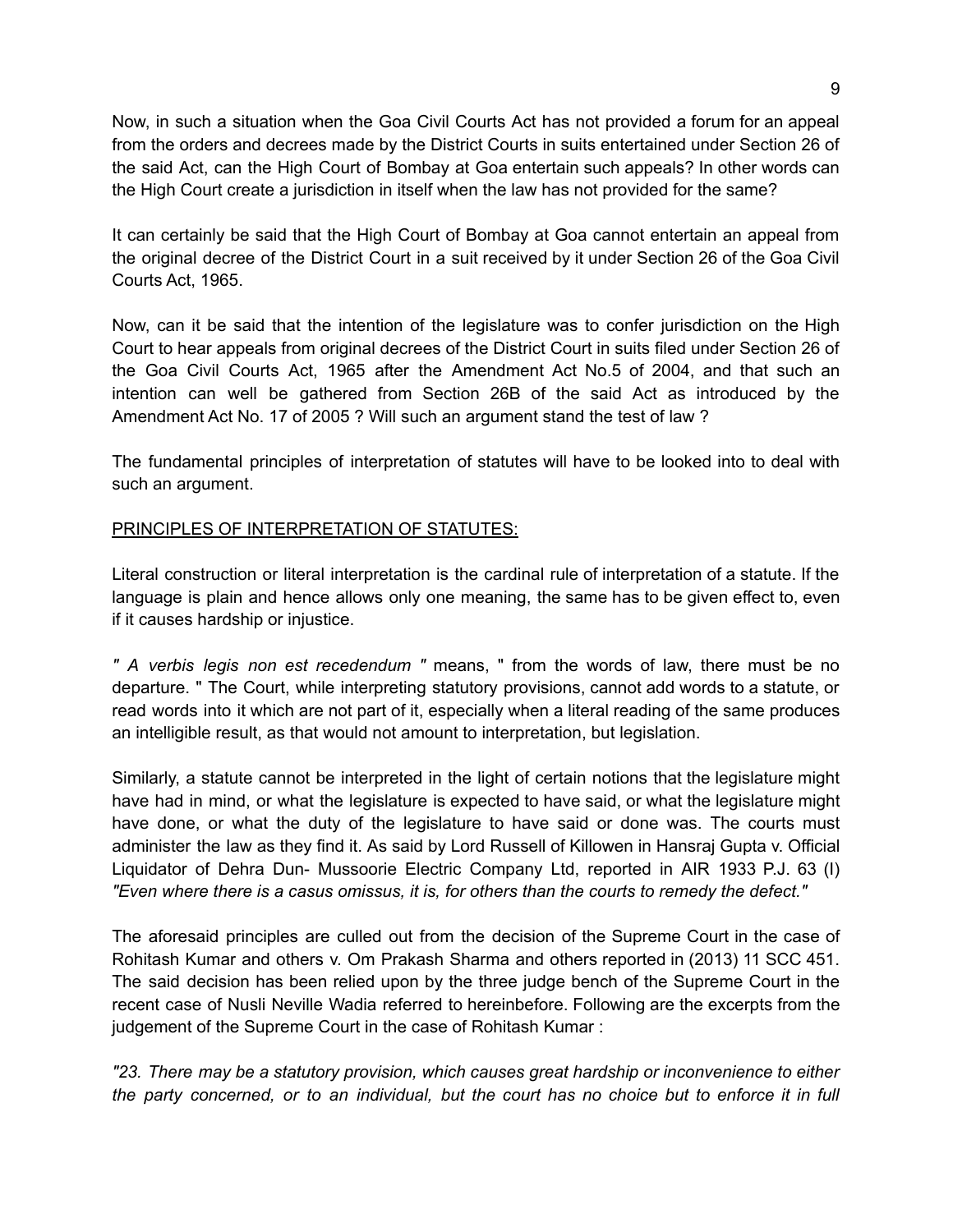Now, in such a situation when the Goa Civil Courts Act has not provided a forum for an appeal from the orders and decrees made by the District Courts in suits entertained under Section 26 of the said Act, can the High Court of Bombay at Goa entertain such appeals? In other words can the High Court create a jurisdiction in itself when the law has not provided for the same?

It can certainly be said that the High Court of Bombay at Goa cannot entertain an appeal from the original decree of the District Court in a suit received by it under Section 26 of the Goa Civil Courts Act, 1965.

Now, can it be said that the intention of the legislature was to confer jurisdiction on the High Court to hear appeals from original decrees of the District Court in suits filed under Section 26 of the Goa Civil Courts Act, 1965 after the Amendment Act No.5 of 2004, and that such an intention can well be gathered from Section 26B of the said Act as introduced by the Amendment Act No. 17 of 2005 ? Will such an argument stand the test of law ?

The fundamental principles of interpretation of statutes will have to be looked into to deal with such an argument.

<u>PRINCIPLES OF INTERPRETATION OF STATUTES:</u>

Literal construction or literal interpretation is the cardinal rule of interpretation of a statute. If the language is plain and hence allows only one meaning, the same has to be given effect to, even if it causes hardship or injustice.

*" A verbis legis non est recedendum "* means, " from the words of law, there must be no departure. " The Court, while interpreting statutory provisions, cannot add words to a statute, or read words into it which are not part of it, especially when a literal reading of the same produces an intelligible result, as that would not amount to interpretation, but legislation.

Similarly, a statute cannot be interpreted in the light of certain notions that the legislature might have had in mind, or what the legislature is expected to have said, or what the legislature might have done, or what the duty of the legislature to have said or done was. The courts must administer the law as they find it. As said by Lord Russell of Killowen in Hansraj Gupta v. Official Liquidator of Dehra Dun- Mussoorie Electric Company Ltd, reported in AIR 1933 P.J. 63 (I) *"Even where there is a casus omissus, it is, for others than the courts to remedy the defect."*

The aforesaid principles are culled out from the decision of the Supreme Court in the case of Rohitash Kumar and others v. Om Prakash Sharma and others reported in (2013) 11 SCC 451. The said decision has been relied upon by the three judge bench of the Supreme Court in the recent case of Nusli Neville Wadia referred to hereinbefore. Following are the excerpts from the judgement of the Supreme Court in the case of Rohitash Kumar :

*"23. There may be a statutory provision, which causes great hardship or inconvenience to either the party concerned, or to an individual, but the court has no choice but to enforce it in full*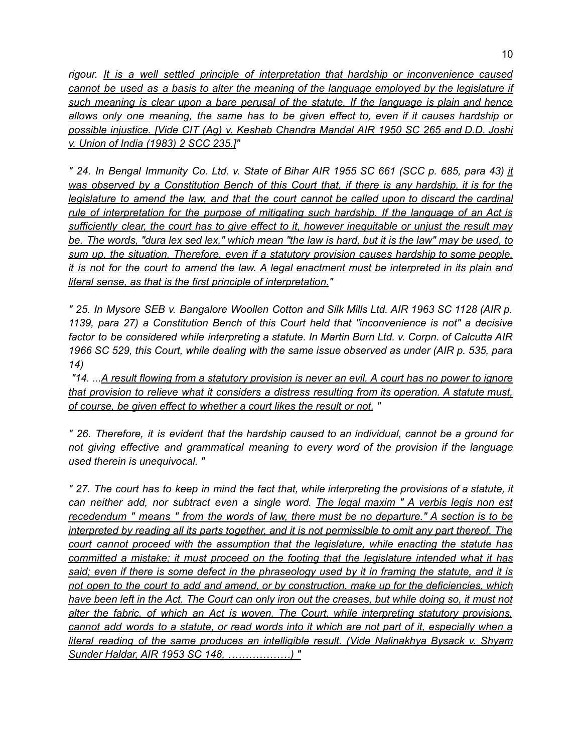*rigour. <u>It is a well settled principle of interpretation that hardship or inconvenience caused cannot be used as a basis to alter the meaning of the language employed by the legislature if such meaning is clear upon a bare perusal of the statute. If the language is plain and hence allows only one meaning, the same has to be given effect to, even if it causes hardship or possible injustice. [Vide CIT (Ag) v. Keshab Chandra Mandal AIR 1950 SC 265 and D.D. Joshi v. Union of India (1983) 2 SCC 235.]</u>"*

*" 24. In Bengal Immunity Co. Ltd. v. State of Bihar AIR 1955 SC 661 (SCC p. 685, para 43) <u>it was observed by a Constitution Bench of this Court that, if there is any hardship, it is for the legislature to amend the law, and that the court cannot be called upon to discard the cardinal rule of interpretation for the purpose of mitigating such hardship. If the language of an Act is sufficiently clear, the court has to give effect to it, however inequitable or unjust the result may be. The words, "dura lex sed lex," which mean "the law is hard, but it is the law" may be used, to sum up, the situation. Therefore, even if a statutory provision causes hardship to some people, it is not for the court to amend the law. A legal enactment must be interpreted in its plain and literal sense, as that is the first principle of interpretation.</u>"*

*" 25. In Mysore SEB v. Bangalore Woollen Cotton and Silk Mills Ltd. AIR 1963 SC 1128 (AIR p. 1139, para 27) a Constitution Bench of this Court held that "inconvenience is not" a decisive factor to be considered while interpreting a statute. In Martin Burn Ltd. v. Corpn. of Calcutta AIR 1966 SC 529, this Court, while dealing with the same issue observed as under (AIR p. 535, para 14)*

*"14. ...<u>A result flowing from a statutory provision is never an evil. A court has no power to ignore that provision to relieve what it considers a distress resulting from its operation. A statute must, of course, be given effect to whether a court likes the result or not.</u> "*

*" 26. Therefore, it is evident that the hardship caused to an individual, cannot be a ground for not giving effective and grammatical meaning to every word of the provision if the language used therein is unequivocal. "*

*" 27. The court has to keep in mind the fact that, while interpreting the provisions of a statute, it can neither add, nor subtract even a single word. <u>The legal maxim " A verbis legis non est recedendum " means " from the words of law, there must be no departure." A section is to be interpreted by reading all its parts together, and it is not permissible to omit any part thereof. The court cannot proceed with the assumption that the legislature, while enacting the statute has committed a mistake; it must proceed on the footing that the legislature intended what it has said; even if there is some defect in the phraseology used by it in framing the statute, and it is not open to the court to add and amend, or by construction, make up for the deficiencies, which have been left in the Act. The Court can only iron out the creases, but while doing so, it must not alter the fabric, of which an Act is woven. The Court, while interpreting statutory provisions, cannot add words to a statute, or read words into it which are not part of it, especially when a literal reading of the same produces an intelligible result. (Vide Nalinakhya Bysack v. Shyam Sunder Haldar, AIR 1953 SC 148, ………………) "</u>*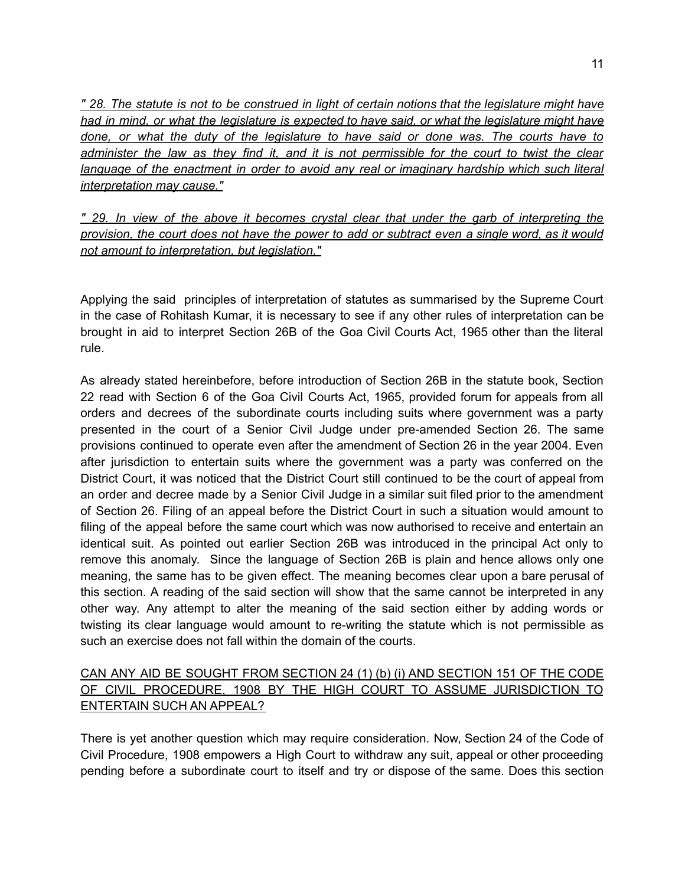*<u>" 28. The statute is not to be construed in light of certain notions that the legislature might have had in mind, or what the legislature is expected to have said, or what the legislature might have done, or what the duty of the legislature to have said or done was. The courts have to administer the law as they find it, and it is not permissible for the court to twist the clear language of the enactment in order to avoid any real or imaginary hardship which such literal interpretation may cause."</u>*

*<u>" 29. In view of the above it becomes crystal clear that under the garb of interpreting the provision, the court does not have the power to add or subtract even a single word, as it would not amount to interpretation, but legislation."</u>*

Applying the said principles of interpretation of statutes as summarised by the Supreme Court in the case of Rohitash Kumar, it is necessary to see if any other rules of interpretation can be brought in aid to interpret Section 26B of the Goa Civil Courts Act, 1965 other than the literal rule.

As already stated hereinbefore, before introduction of Section 26B in the statute book, Section 22 read with Section 6 of the Goa Civil Courts Act, 1965, provided forum for appeals from all orders and decrees of the subordinate courts including suits where government was a party presented in the court of a Senior Civil Judge under pre-amended Section 26. The same provisions continued to operate even after the amendment of Section 26 in the year 2004. Even after jurisdiction to entertain suits where the government was a party was conferred on the District Court, it was noticed that the District Court still continued to be the court of appeal from an order and decree made by a Senior Civil Judge in a similar suit filed prior to the amendment of Section 26. Filing of an appeal before the District Court in such a situation would amount to filing of the appeal before the same court which was now authorised to receive and entertain an identical suit. As pointed out earlier Section 26B was introduced in the principal Act only to remove this anomaly. Since the language of Section 26B is plain and hence allows only one meaning, the same has to be given effect. The meaning becomes clear upon a bare perusal of this section. A reading of the said section will show that the same cannot be interpreted in any other way. Any attempt to alter the meaning of the said section either by adding words or twisting its clear language would amount to re-writing the statute which is not permissible as such an exercise does not fall within the domain of the courts.

<u>CAN ANY AID BE SOUGHT FROM SECTION 24 (1) (b) (i) AND SECTION 151 OF THE CODE OF CIVIL PROCEDURE, 1908 BY THE HIGH COURT TO ASSUME JURISDICTION TO ENTERTAIN SUCH AN APPEAL?</u>

There is yet another question which may require consideration. Now, Section 24 of the Code of Civil Procedure, 1908 empowers a High Court to withdraw any suit, appeal or other proceeding pending before a subordinate court to itself and try or dispose of the same. Does this section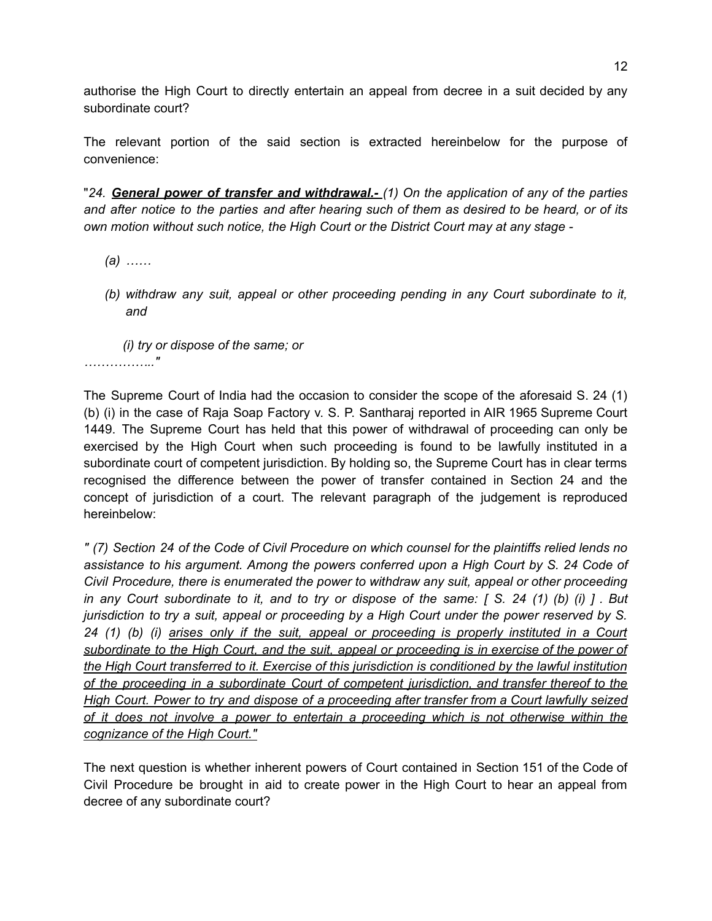authorise the High Court to directly entertain an appeal from decree in a suit decided by any subordinate court?

The relevant portion of the said section is extracted hereinbelow for the purpose of convenience:

"*24. **General power of transfer and withdrawal.-** (1) On the application of any of the parties and after notice to the parties and after hearing such of them as desired to be heard, or of its own motion without such notice, the High Court or the District Court may at any stage -*

*(a) ……*

*(b) withdraw any suit, appeal or other proceeding pending in any Court subordinate to it, and*

*(i) try or dispose of the same; or*

*……………..*"

The Supreme Court of India had the occasion to consider the scope of the aforesaid S. 24 (1) (b) (i) in the case of Raja Soap Factory v. S. P. Santharaj reported in AIR 1965 Supreme Court 1449. The Supreme Court has held that this power of withdrawal of proceeding can only be exercised by the High Court when such proceeding is found to be lawfully instituted in a subordinate court of competent jurisdiction. By holding so, the Supreme Court has in clear terms recognised the difference between the power of transfer contained in Section 24 and the concept of jurisdiction of a court. The relevant paragraph of the judgement is reproduced hereinbelow:

*" (7) Section 24 of the Code of Civil Procedure on which counsel for the plaintiffs relied lends no assistance to his argument. Among the powers conferred upon a High Court by S. 24 Code of Civil Procedure, there is enumerated the power to withdraw any suit, appeal or other proceeding in any Court subordinate to it, and to try or dispose of the same: [ S. 24 (1) (b) (i) ] . But jurisdiction to try a suit, appeal or proceeding by a High Court under the power reserved by S. 24 (1) (b) (i) <u>arises only if the suit, appeal or proceeding is properly instituted in a Court subordinate to the High Court, and the suit, appeal or proceeding is in exercise of the power of the High Court transferred to it. Exercise of this jurisdiction is conditioned by the lawful institution of the proceeding in a subordinate Court of competent jurisdiction, and transfer thereof to the High Court. Power to try and dispose of a proceeding after transfer from a Court lawfully seized of it does not involve a power to entertain a proceeding which is not otherwise within the cognizance of the High Court."</u>*

The next question is whether inherent powers of Court contained in Section 151 of the Code of Civil Procedure be brought in aid to create power in the High Court to hear an appeal from decree of any subordinate court?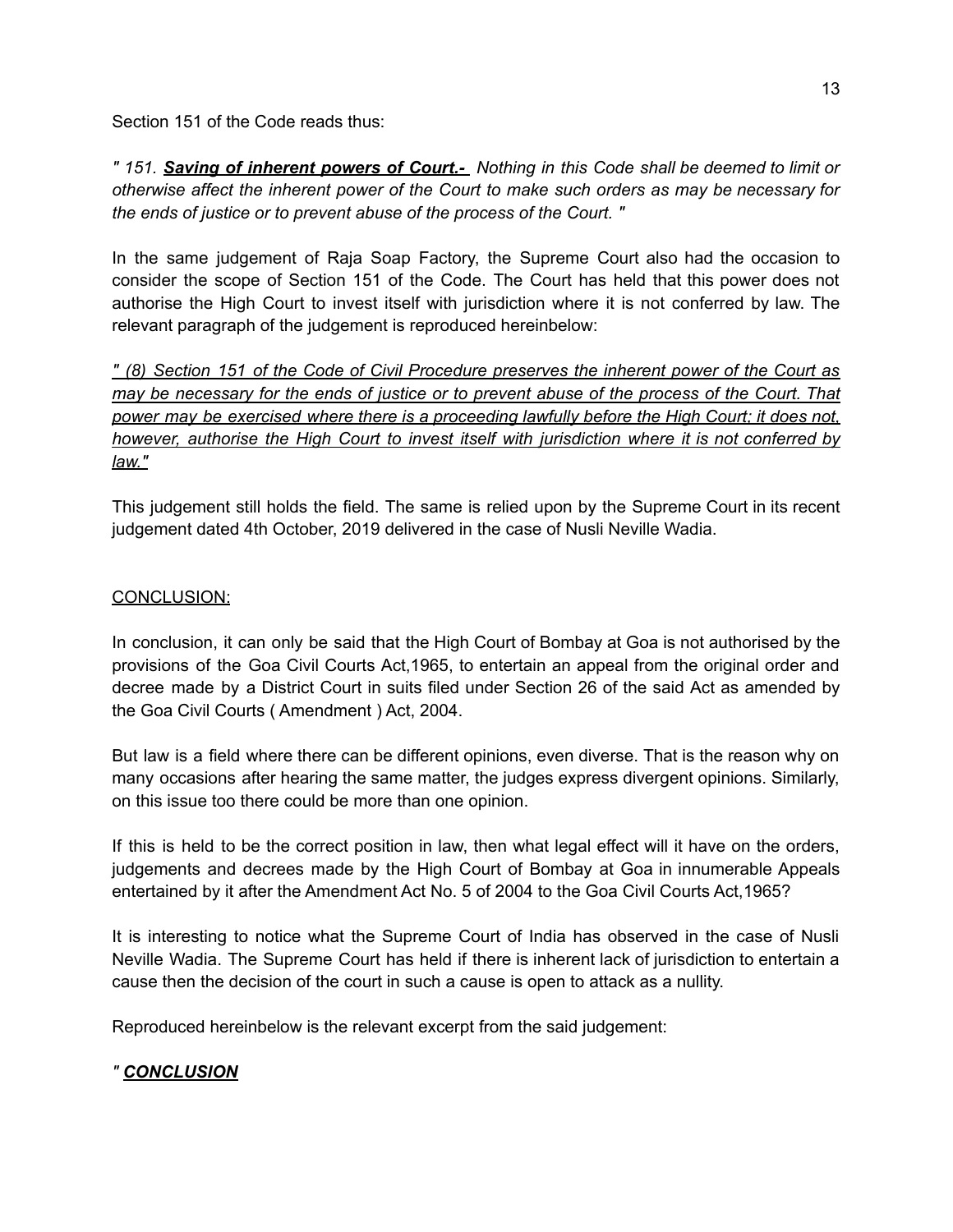Section 151 of the Code reads thus:

*" 151. **<u>Saving of inherent powers of Court.-</u>** Nothing in this Code shall be deemed to limit or otherwise affect the inherent power of the Court to make such orders as may be necessary for the ends of justice or to prevent abuse of the process of the Court. "*

In the same judgement of Raja Soap Factory, the Supreme Court also had the occasion to consider the scope of Section 151 of the Code. The Court has held that this power does not authorise the High Court to invest itself with jurisdiction where it is not conferred by law. The relevant paragraph of the judgement is reproduced hereinbelow:

*<u>" (8) Section 151 of the Code of Civil Procedure preserves the inherent power of the Court as may be necessary for the ends of justice or to prevent abuse of the process of the Court. That power may be exercised where there is a proceeding lawfully before the High Court; it does not, however, authorise the High Court to invest itself with jurisdiction where it is not conferred by law."</u>*

This judgement still holds the field. The same is relied upon by the Supreme Court in its recent judgement dated 4th October, 2019 delivered in the case of Nusli Neville Wadia.

<u>CONCLUSION:</u>

In conclusion, it can only be said that the High Court of Bombay at Goa is not authorised by the provisions of the Goa Civil Courts Act,1965, to entertain an appeal from the original order and decree made by a District Court in suits filed under Section 26 of the said Act as amended by the Goa Civil Courts ( Amendment ) Act, 2004.

But law is a field where there can be different opinions, even diverse. That is the reason why on many occasions after hearing the same matter, the judges express divergent opinions. Similarly, on this issue too there could be more than one opinion.

If this is held to be the correct position in law, then what legal effect will it have on the orders, judgements and decrees made by the High Court of Bombay at Goa in innumerable Appeals entertained by it after the Amendment Act No. 5 of 2004 to the Goa Civil Courts Act,1965?

It is interesting to notice what the Supreme Court of India has observed in the case of Nusli Neville Wadia. The Supreme Court has held if there is inherent lack of jurisdiction to entertain a cause then the decision of the court in such a cause is open to attack as a nullity.

Reproduced hereinbelow is the relevant excerpt from the said judgement:

*" **<u>CONCLUSION</u>***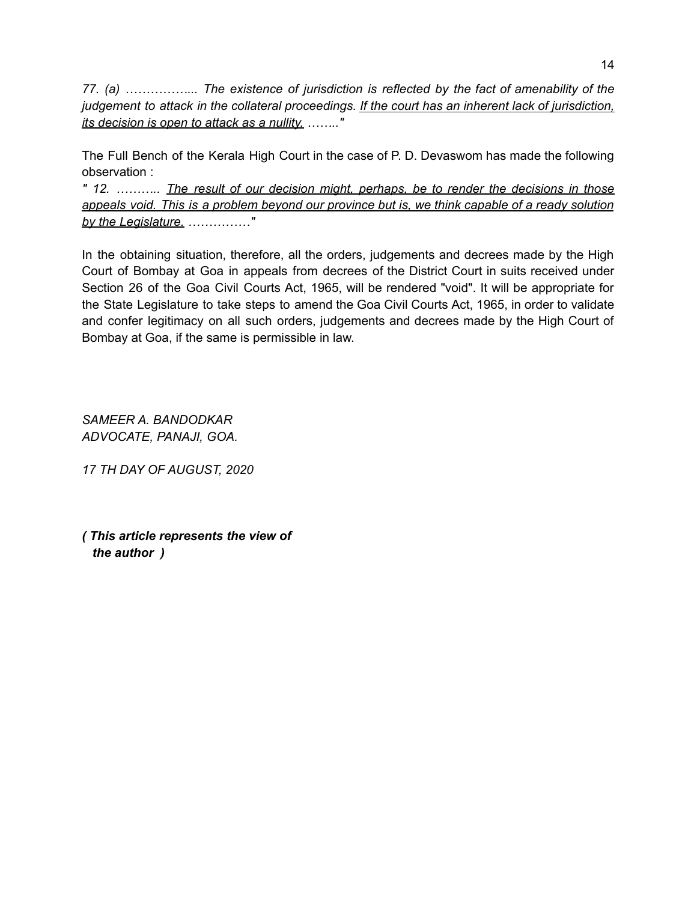*77. (a) …………….... The existence of jurisdiction is reflected by the fact of amenability of the judgement to attack in the collateral proceedings. <u>If the court has an inherent lack of jurisdiction, its decision is open to attack as a nullity.</u> ……..″*

The Full Bench of the Kerala High Court in the case of P. D. Devaswom has made the following observation :

*″ 12. ……….. <u>The result of our decision might, perhaps, be to render the decisions in those appeals void. This is a problem beyond our province but is, we think capable of a ready solution by the Legislature.</u> ……………″*

In the obtaining situation, therefore, all the orders, judgements and decrees made by the High Court of Bombay at Goa in appeals from decrees of the District Court in suits received under Section 26 of the Goa Civil Courts Act, 1965, will be rendered "void". It will be appropriate for the State Legislature to take steps to amend the Goa Civil Courts Act, 1965, in order to validate and confer legitimacy on all such orders, judgements and decrees made by the High Court of Bombay at Goa, if the same is permissible in law.

*SAMEER A. BANDODKAR*
*ADVOCATE, PANAJI, GOA.*

*17 TH DAY OF AUGUST, 2020*

***( This article represents the view of the author )***